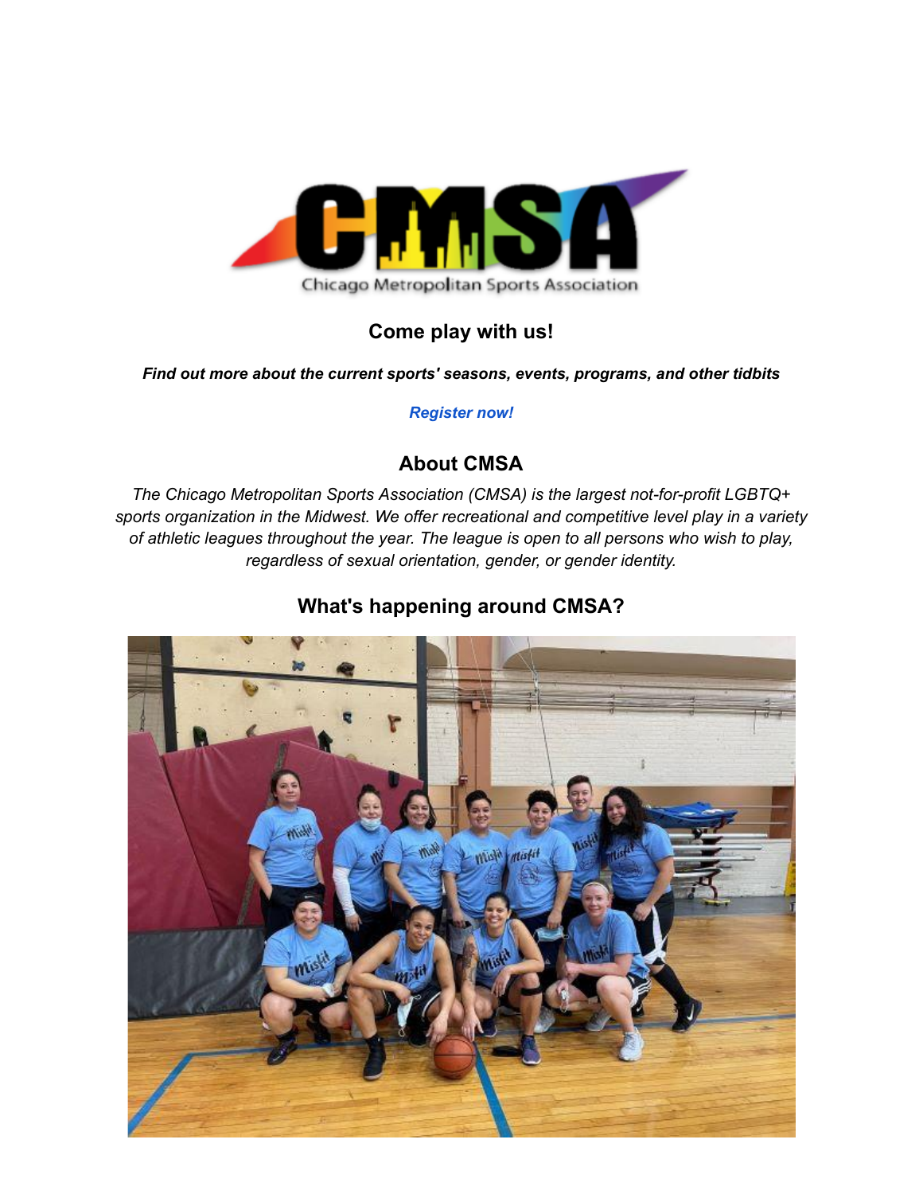## Come play with us!

***Find out more about the current sports' seasons, events, programs, and other tidbits***

***Register now!***

## About CMSA

*The Chicago Metropolitan Sports Association (CMSA) is the largest not-for-profit LGBTQ+ sports organization in the Midwest. We offer recreational and competitive level play in a variety of athletic leagues throughout the year. The league is open to all persons who wish to play, regardless of sexual orientation, gender, or gender identity.*

## What's happening around CMSA?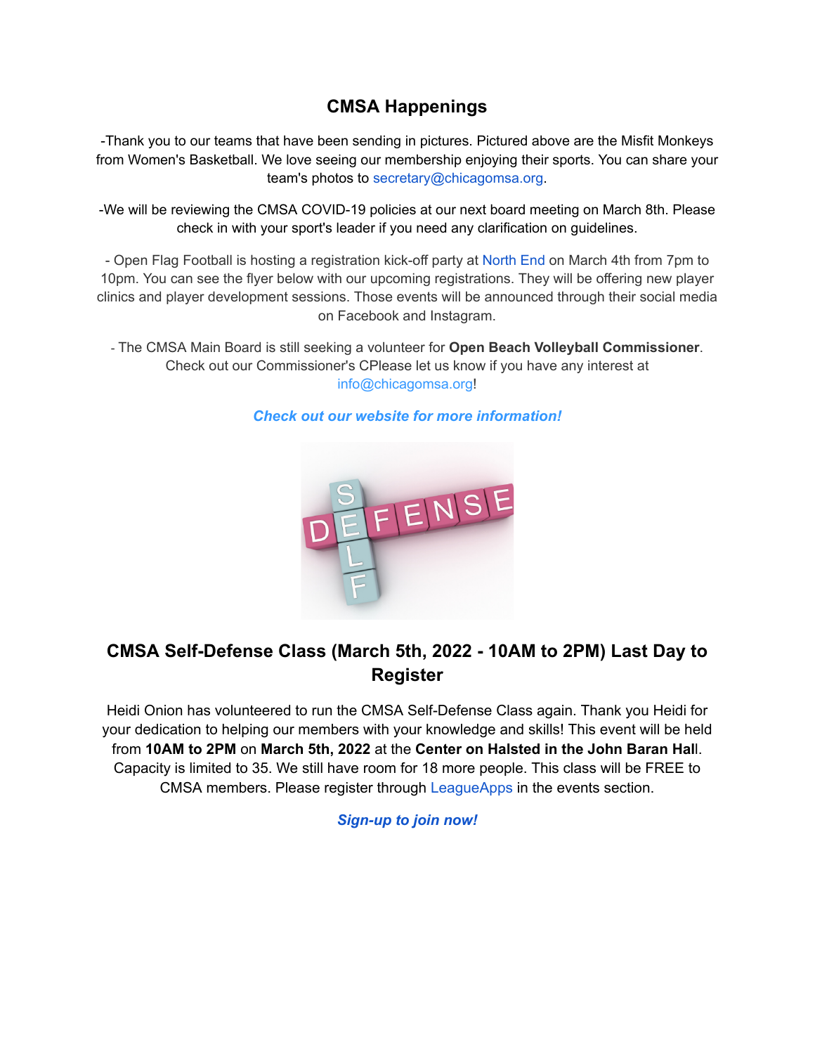## CMSA Happenings

-Thank you to our teams that have been sending in pictures. Pictured above are the Misfit Monkeys from Women's Basketball. We love seeing our membership enjoying their sports. You can share your team's photos to secretary@chicagomsa.org.

-We will be reviewing the CMSA COVID-19 policies at our next board meeting on March 8th. Please check in with your sport's leader if you need any clarification on guidelines.

- Open Flag Football is hosting a registration kick-off party at North End on March 4th from 7pm to 10pm. You can see the flyer below with our upcoming registrations. They will be offering new player clinics and player development sessions. Those events will be announced through their social media on Facebook and Instagram.

- The CMSA Main Board is still seeking a volunteer for **Open Beach Volleyball Commissioner**. Check out our Commissioner's CPlease let us know if you have any interest at info@chicagomsa.org!

***Check out our website for more information!***

## CMSA Self-Defense Class (March 5th, 2022 - 10AM to 2PM) Last Day to Register

Heidi Onion has volunteered to run the CMSA Self-Defense Class again. Thank you Heidi for your dedication to helping our members with your knowledge and skills! This event will be held from **10AM to 2PM** on **March 5th, 2022** at the **Center on Halsted in the John Baran Hal**l. Capacity is limited to 35. We still have room for 18 more people. This class will be FREE to CMSA members. Please register through LeagueApps in the events section.

***Sign-up to join now!***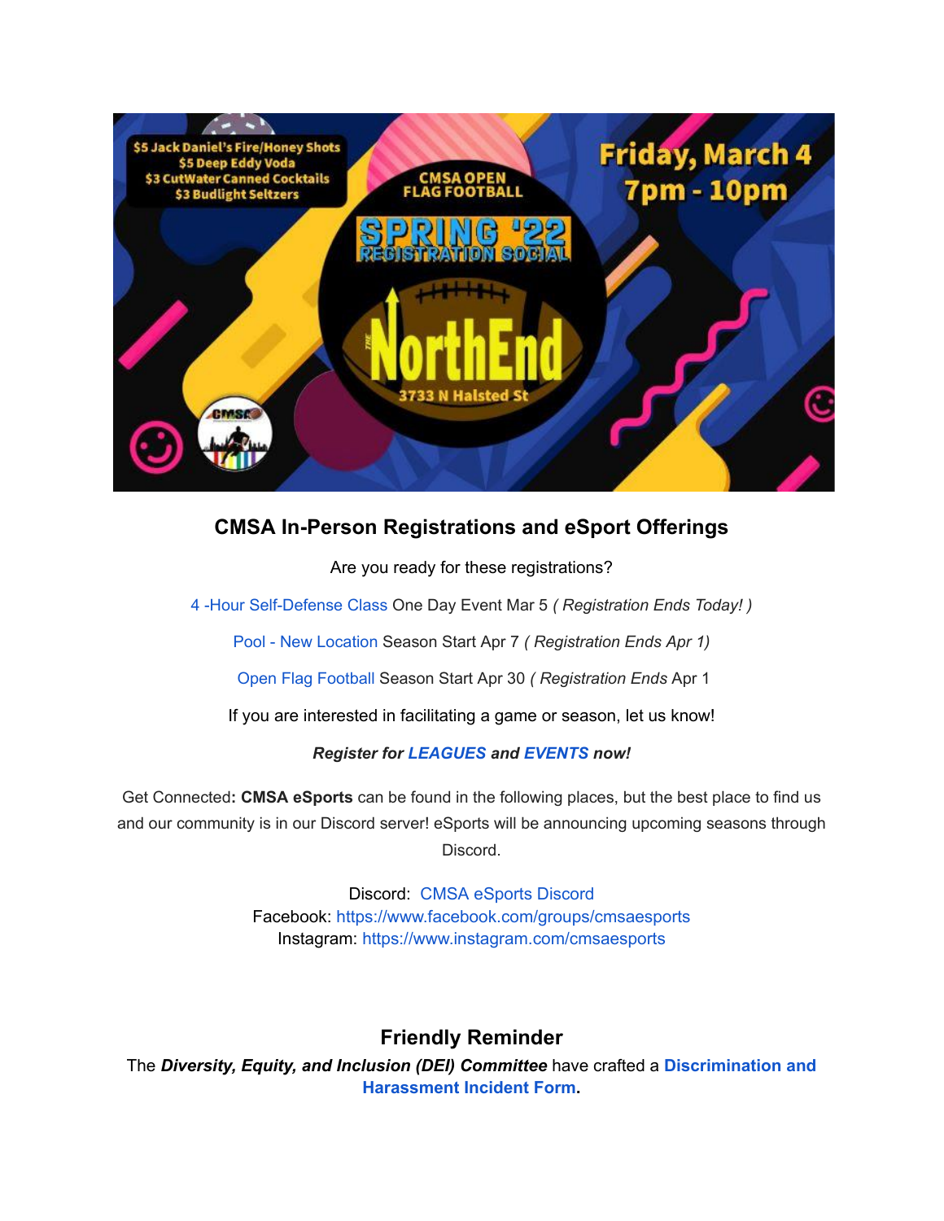$5 Jack Daniel's Fire/Honey Shots
$5 Deep Eddy Voda
$3 CutWater Canned Cocktails
$3 Budlight Seltzers

CMSA OPEN FLAG FOOTBALL

SPRING '22 REGISTRATION SOCIAL

Friday, March 4
7pm - 10pm

The NorthEnd
3733 N Halsted St

## CMSA In-Person Registrations and eSport Offerings

Are you ready for these registrations?

4 -Hour Self-Defense Class One Day Event Mar 5 *( Registration Ends Today! )*

Pool - New Location Season Start Apr 7 *( Registration Ends Apr 1)*

Open Flag Football Season Start Apr 30 *( Registration Ends* Apr 1

If you are interested in facilitating a game or season, let us know!

***Register for LEAGUES and EVENTS now!***

Get Connected**: CMSA eSports** can be found in the following places, but the best place to find us and our community is in our Discord server! eSports will be announcing upcoming seasons through Discord.

Discord: CMSA eSports Discord
Facebook: https://www.facebook.com/groups/cmsaesports
Instagram: https://www.instagram.com/cmsaesports

## Friendly Reminder

The ***Diversity, Equity, and Inclusion (DEI) Committee*** have crafted a **Discrimination and Harassment Incident Form**.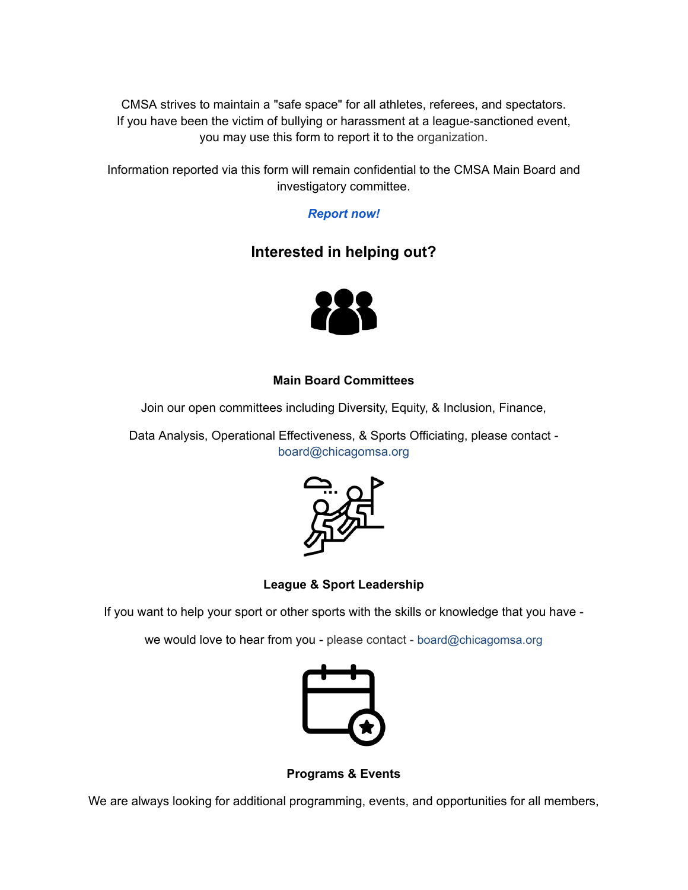CMSA strives to maintain a "safe space" for all athletes, referees, and spectators. If you have been the victim of bullying or harassment at a league-sanctioned event, you may use this form to report it to the organization.

Information reported via this form will remain confidential to the CMSA Main Board and investigatory committee.

***Report now!***

## Interested in helping out?

**Main Board Committees**

Join our open committees including Diversity, Equity, & Inclusion, Finance,

Data Analysis, Operational Effectiveness, & Sports Officiating, please contact - board@chicagomsa.org

**League & Sport Leadership**

If you want to help your sport or other sports with the skills or knowledge that you have -

we would love to hear from you - please contact - board@chicagomsa.org

**Programs & Events**

We are always looking for additional programming, events, and opportunities for all members,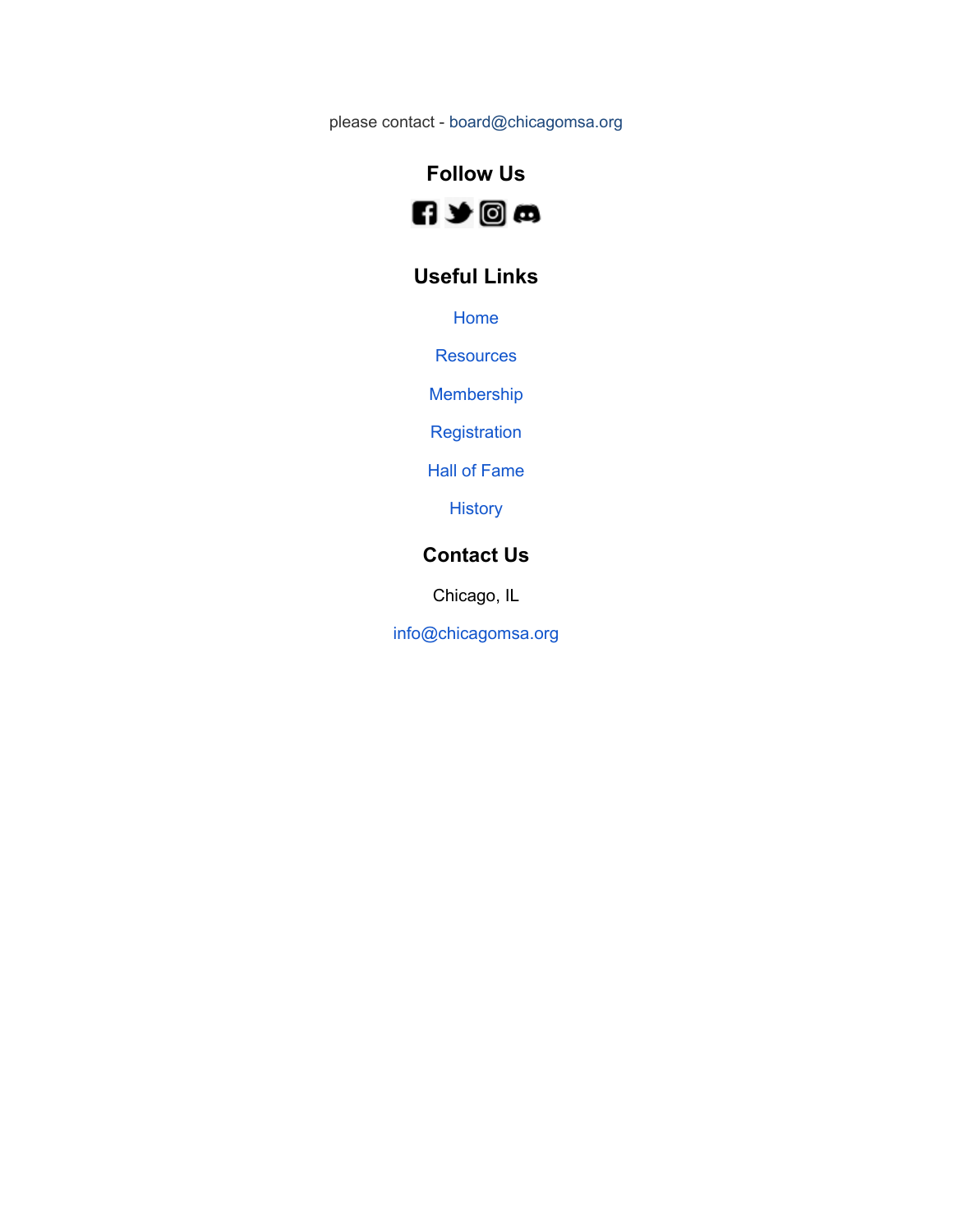please contact - board@chicagomsa.org

## Follow Us

## Useful Links

Home

Resources

Membership

Registration

Hall of Fame

History

## Contact Us

Chicago, IL

info@chicagomsa.org